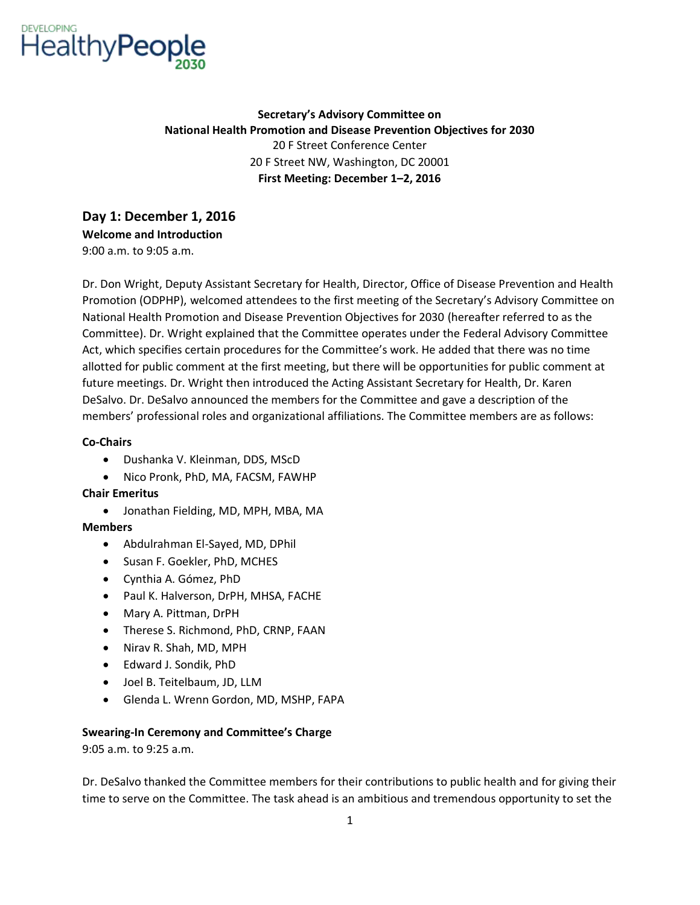DEVELOPING HealthyPeople 2030

**Secretary's Advisory Committee on**
**National Health Promotion and Disease Prevention Objectives for 2030**
20 F Street Conference Center
20 F Street NW, Washington, DC 20001
**First Meeting: December 1–2, 2016**

## Day 1: December 1, 2016

### Welcome and Introduction

9:00 a.m. to 9:05 a.m.

Dr. Don Wright, Deputy Assistant Secretary for Health, Director, Office of Disease Prevention and Health Promotion (ODPHP), welcomed attendees to the first meeting of the Secretary's Advisory Committee on National Health Promotion and Disease Prevention Objectives for 2030 (hereafter referred to as the Committee). Dr. Wright explained that the Committee operates under the Federal Advisory Committee Act, which specifies certain procedures for the Committee's work. He added that there was no time allotted for public comment at the first meeting, but there will be opportunities for public comment at future meetings. Dr. Wright then introduced the Acting Assistant Secretary for Health, Dr. Karen DeSalvo. Dr. DeSalvo announced the members for the Committee and gave a description of the members' professional roles and organizational affiliations. The Committee members are as follows:

**Co-Chairs**

- Dushanka V. Kleinman, DDS, MScD
- Nico Pronk, PhD, MA, FACSM, FAWHP

**Chair Emeritus**

- Jonathan Fielding, MD, MPH, MBA, MA

**Members**

- Abdulrahman El-Sayed, MD, DPhil
- Susan F. Goekler, PhD, MCHES
- Cynthia A. Gómez, PhD
- Paul K. Halverson, DrPH, MHSA, FACHE
- Mary A. Pittman, DrPH
- Therese S. Richmond, PhD, CRNP, FAAN
- Nirav R. Shah, MD, MPH
- Edward J. Sondik, PhD
- Joel B. Teitelbaum, JD, LLM
- Glenda L. Wrenn Gordon, MD, MSHP, FAPA

### Swearing-In Ceremony and Committee's Charge

9:05 a.m. to 9:25 a.m.

Dr. DeSalvo thanked the Committee members for their contributions to public health and for giving their time to serve on the Committee. The task ahead is an ambitious and tremendous opportunity to set the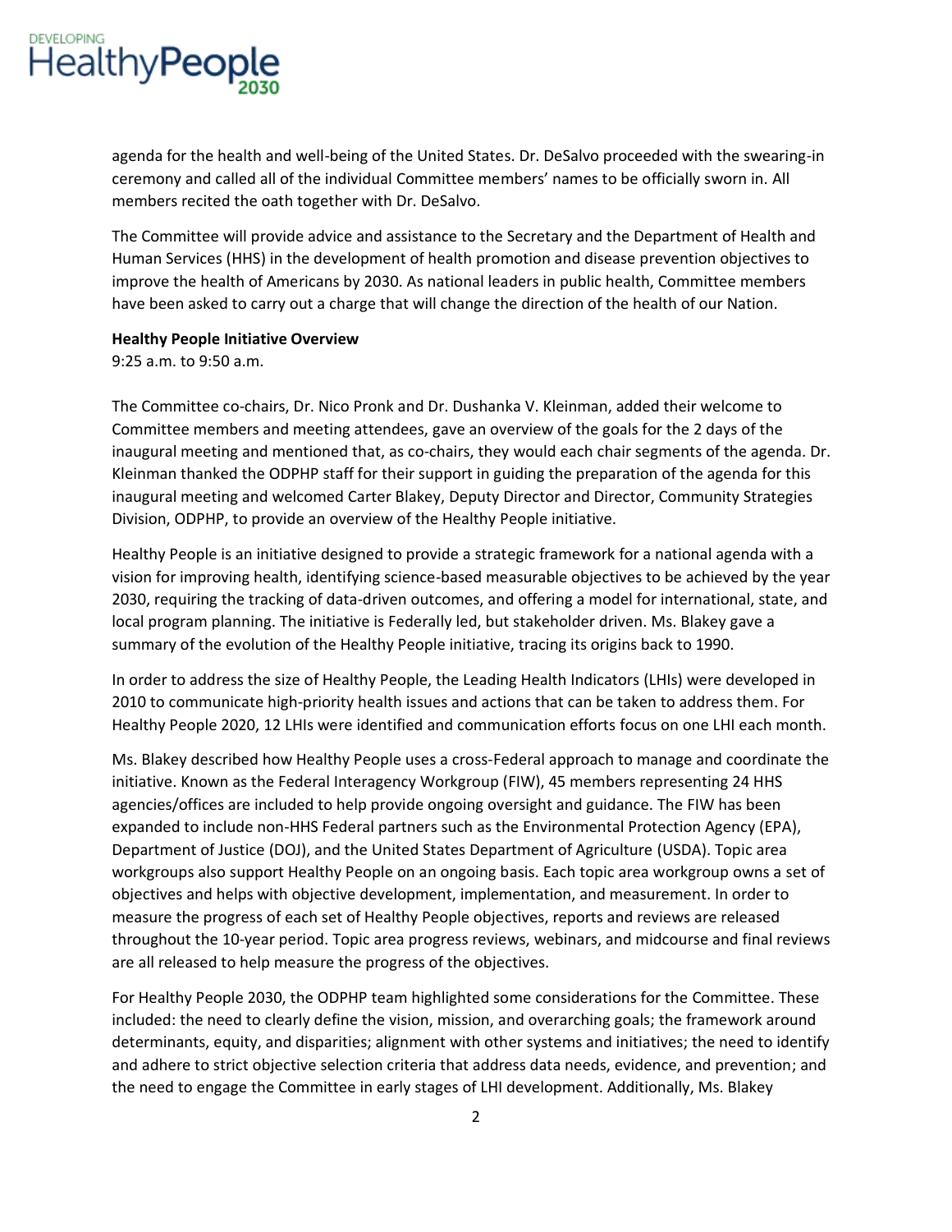agenda for the health and well-being of the United States. Dr. DeSalvo proceeded with the swearing-in ceremony and called all of the individual Committee members' names to be officially sworn in. All members recited the oath together with Dr. DeSalvo.

The Committee will provide advice and assistance to the Secretary and the Department of Health and Human Services (HHS) in the development of health promotion and disease prevention objectives to improve the health of Americans by 2030. As national leaders in public health, Committee members have been asked to carry out a charge that will change the direction of the health of our Nation.

**Healthy People Initiative Overview**
9:25 a.m. to 9:50 a.m.

The Committee co-chairs, Dr. Nico Pronk and Dr. Dushanka V. Kleinman, added their welcome to Committee members and meeting attendees, gave an overview of the goals for the 2 days of the inaugural meeting and mentioned that, as co-chairs, they would each chair segments of the agenda. Dr. Kleinman thanked the ODPHP staff for their support in guiding the preparation of the agenda for this inaugural meeting and welcomed Carter Blakey, Deputy Director and Director, Community Strategies Division, ODPHP, to provide an overview of the Healthy People initiative.

Healthy People is an initiative designed to provide a strategic framework for a national agenda with a vision for improving health, identifying science-based measurable objectives to be achieved by the year 2030, requiring the tracking of data-driven outcomes, and offering a model for international, state, and local program planning. The initiative is Federally led, but stakeholder driven. Ms. Blakey gave a summary of the evolution of the Healthy People initiative, tracing its origins back to 1990.

In order to address the size of Healthy People, the Leading Health Indicators (LHIs) were developed in 2010 to communicate high-priority health issues and actions that can be taken to address them. For Healthy People 2020, 12 LHIs were identified and communication efforts focus on one LHI each month.

Ms. Blakey described how Healthy People uses a cross-Federal approach to manage and coordinate the initiative. Known as the Federal Interagency Workgroup (FIW), 45 members representing 24 HHS agencies/offices are included to help provide ongoing oversight and guidance. The FIW has been expanded to include non-HHS Federal partners such as the Environmental Protection Agency (EPA), Department of Justice (DOJ), and the United States Department of Agriculture (USDA). Topic area workgroups also support Healthy People on an ongoing basis. Each topic area workgroup owns a set of objectives and helps with objective development, implementation, and measurement. In order to measure the progress of each set of Healthy People objectives, reports and reviews are released throughout the 10-year period. Topic area progress reviews, webinars, and midcourse and final reviews are all released to help measure the progress of the objectives.

For Healthy People 2030, the ODPHP team highlighted some considerations for the Committee. These included: the need to clearly define the vision, mission, and overarching goals; the framework around determinants, equity, and disparities; alignment with other systems and initiatives; the need to identify and adhere to strict objective selection criteria that address data needs, evidence, and prevention; and the need to engage the Committee in early stages of LHI development. Additionally, Ms. Blakey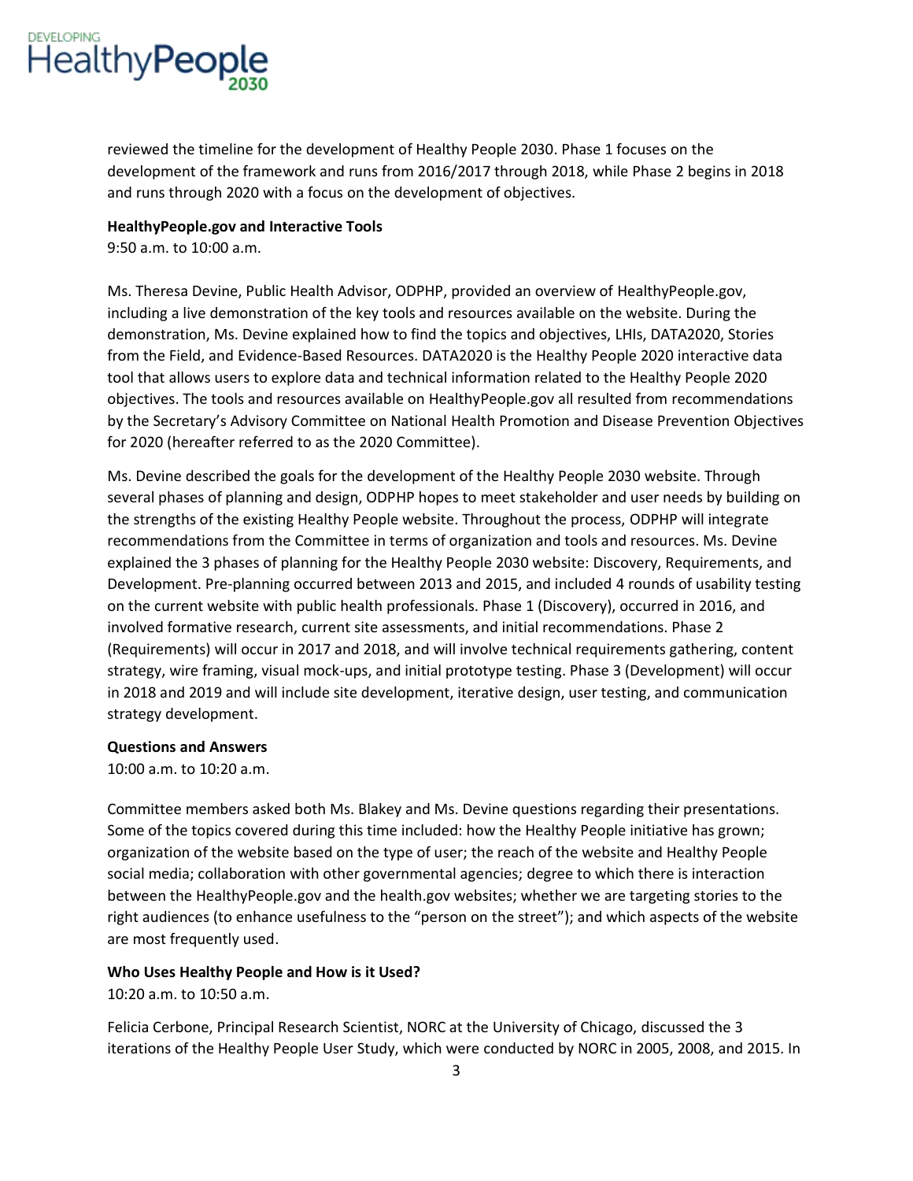reviewed the timeline for the development of Healthy People 2030. Phase 1 focuses on the development of the framework and runs from 2016/2017 through 2018, while Phase 2 begins in 2018 and runs through 2020 with a focus on the development of objectives.

**HealthyPeople.gov and Interactive Tools**
9:50 a.m. to 10:00 a.m.

Ms. Theresa Devine, Public Health Advisor, ODPHP, provided an overview of HealthyPeople.gov, including a live demonstration of the key tools and resources available on the website. During the demonstration, Ms. Devine explained how to find the topics and objectives, LHIs, DATA2020, Stories from the Field, and Evidence-Based Resources. DATA2020 is the Healthy People 2020 interactive data tool that allows users to explore data and technical information related to the Healthy People 2020 objectives. The tools and resources available on HealthyPeople.gov all resulted from recommendations by the Secretary's Advisory Committee on National Health Promotion and Disease Prevention Objectives for 2020 (hereafter referred to as the 2020 Committee).

Ms. Devine described the goals for the development of the Healthy People 2030 website. Through several phases of planning and design, ODPHP hopes to meet stakeholder and user needs by building on the strengths of the existing Healthy People website. Throughout the process, ODPHP will integrate recommendations from the Committee in terms of organization and tools and resources. Ms. Devine explained the 3 phases of planning for the Healthy People 2030 website: Discovery, Requirements, and Development. Pre-planning occurred between 2013 and 2015, and included 4 rounds of usability testing on the current website with public health professionals. Phase 1 (Discovery), occurred in 2016, and involved formative research, current site assessments, and initial recommendations. Phase 2 (Requirements) will occur in 2017 and 2018, and will involve technical requirements gathering, content strategy, wire framing, visual mock-ups, and initial prototype testing. Phase 3 (Development) will occur in 2018 and 2019 and will include site development, iterative design, user testing, and communication strategy development.

**Questions and Answers**
10:00 a.m. to 10:20 a.m.

Committee members asked both Ms. Blakey and Ms. Devine questions regarding their presentations. Some of the topics covered during this time included: how the Healthy People initiative has grown; organization of the website based on the type of user; the reach of the website and Healthy People social media; collaboration with other governmental agencies; degree to which there is interaction between the HealthyPeople.gov and the health.gov websites; whether we are targeting stories to the right audiences (to enhance usefulness to the "person on the street"); and which aspects of the website are most frequently used.

**Who Uses Healthy People and How is it Used?**
10:20 a.m. to 10:50 a.m.

Felicia Cerbone, Principal Research Scientist, NORC at the University of Chicago, discussed the 3 iterations of the Healthy People User Study, which were conducted by NORC in 2005, 2008, and 2015. In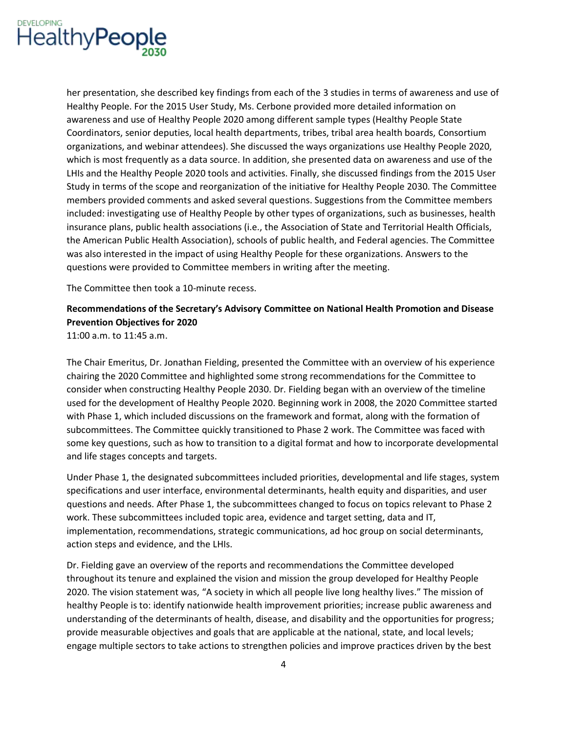her presentation, she described key findings from each of the 3 studies in terms of awareness and use of Healthy People. For the 2015 User Study, Ms. Cerbone provided more detailed information on awareness and use of Healthy People 2020 among different sample types (Healthy People State Coordinators, senior deputies, local health departments, tribes, tribal area health boards, Consortium organizations, and webinar attendees). She discussed the ways organizations use Healthy People 2020, which is most frequently as a data source. In addition, she presented data on awareness and use of the LHIs and the Healthy People 2020 tools and activities. Finally, she discussed findings from the 2015 User Study in terms of the scope and reorganization of the initiative for Healthy People 2030. The Committee members provided comments and asked several questions. Suggestions from the Committee members included: investigating use of Healthy People by other types of organizations, such as businesses, health insurance plans, public health associations (i.e., the Association of State and Territorial Health Officials, the American Public Health Association), schools of public health, and Federal agencies. The Committee was also interested in the impact of using Healthy People for these organizations. Answers to the questions were provided to Committee members in writing after the meeting.

The Committee then took a 10-minute recess.

**Recommendations of the Secretary's Advisory Committee on National Health Promotion and Disease Prevention Objectives for 2020**

11:00 a.m. to 11:45 a.m.

The Chair Emeritus, Dr. Jonathan Fielding, presented the Committee with an overview of his experience chairing the 2020 Committee and highlighted some strong recommendations for the Committee to consider when constructing Healthy People 2030. Dr. Fielding began with an overview of the timeline used for the development of Healthy People 2020. Beginning work in 2008, the 2020 Committee started with Phase 1, which included discussions on the framework and format, along with the formation of subcommittees. The Committee quickly transitioned to Phase 2 work. The Committee was faced with some key questions, such as how to transition to a digital format and how to incorporate developmental and life stages concepts and targets.

Under Phase 1, the designated subcommittees included priorities, developmental and life stages, system specifications and user interface, environmental determinants, health equity and disparities, and user questions and needs. After Phase 1, the subcommittees changed to focus on topics relevant to Phase 2 work. These subcommittees included topic area, evidence and target setting, data and IT, implementation, recommendations, strategic communications, ad hoc group on social determinants, action steps and evidence, and the LHIs.

Dr. Fielding gave an overview of the reports and recommendations the Committee developed throughout its tenure and explained the vision and mission the group developed for Healthy People 2020. The vision statement was, "A society in which all people live long healthy lives." The mission of healthy People is to: identify nationwide health improvement priorities; increase public awareness and understanding of the determinants of health, disease, and disability and the opportunities for progress; provide measurable objectives and goals that are applicable at the national, state, and local levels; engage multiple sectors to take actions to strengthen policies and improve practices driven by the best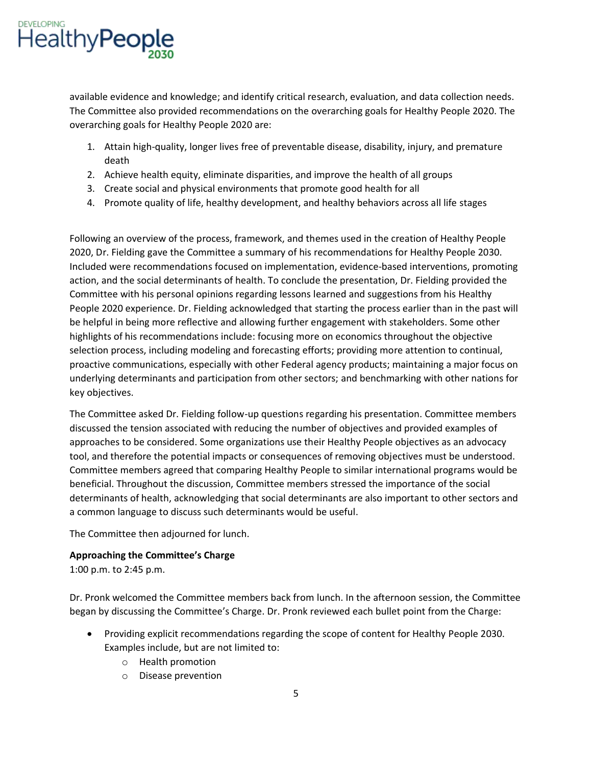available evidence and knowledge; and identify critical research, evaluation, and data collection needs. The Committee also provided recommendations on the overarching goals for Healthy People 2020. The overarching goals for Healthy People 2020 are:

1. Attain high-quality, longer lives free of preventable disease, disability, injury, and premature death
2. Achieve health equity, eliminate disparities, and improve the health of all groups
3. Create social and physical environments that promote good health for all
4. Promote quality of life, healthy development, and healthy behaviors across all life stages

Following an overview of the process, framework, and themes used in the creation of Healthy People 2020, Dr. Fielding gave the Committee a summary of his recommendations for Healthy People 2030. Included were recommendations focused on implementation, evidence-based interventions, promoting action, and the social determinants of health. To conclude the presentation, Dr. Fielding provided the Committee with his personal opinions regarding lessons learned and suggestions from his Healthy People 2020 experience. Dr. Fielding acknowledged that starting the process earlier than in the past will be helpful in being more reflective and allowing further engagement with stakeholders. Some other highlights of his recommendations include: focusing more on economics throughout the objective selection process, including modeling and forecasting efforts; providing more attention to continual, proactive communications, especially with other Federal agency products; maintaining a major focus on underlying determinants and participation from other sectors; and benchmarking with other nations for key objectives.

The Committee asked Dr. Fielding follow-up questions regarding his presentation. Committee members discussed the tension associated with reducing the number of objectives and provided examples of approaches to be considered. Some organizations use their Healthy People objectives as an advocacy tool, and therefore the potential impacts or consequences of removing objectives must be understood. Committee members agreed that comparing Healthy People to similar international programs would be beneficial. Throughout the discussion, Committee members stressed the importance of the social determinants of health, acknowledging that social determinants are also important to other sectors and a common language to discuss such determinants would be useful.

The Committee then adjourned for lunch.

**Approaching the Committee's Charge**
1:00 p.m. to 2:45 p.m.

Dr. Pronk welcomed the Committee members back from lunch. In the afternoon session, the Committee began by discussing the Committee's Charge. Dr. Pronk reviewed each bullet point from the Charge:

- Providing explicit recommendations regarding the scope of content for Healthy People 2030. Examples include, but are not limited to:
    - Health promotion
    - Disease prevention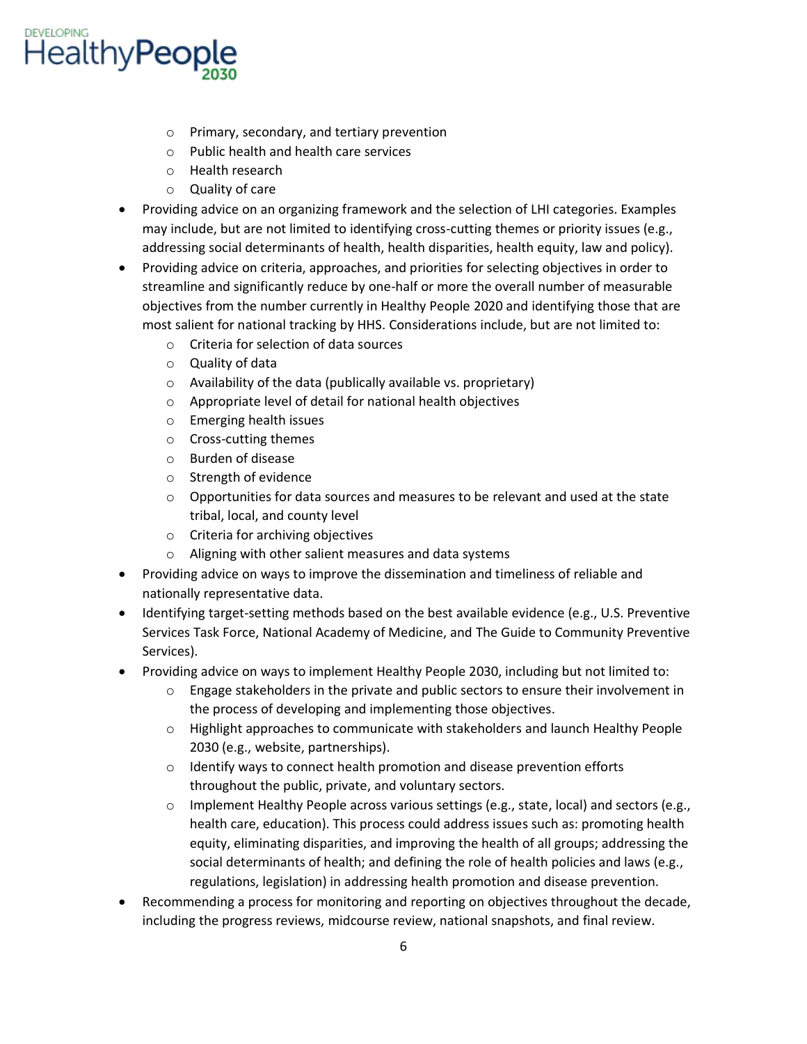- Primary, secondary, and tertiary prevention
    - Public health and health care services
    - Health research
    - Quality of care
- Providing advice on an organizing framework and the selection of LHI categories. Examples may include, but are not limited to identifying cross-cutting themes or priority issues (e.g., addressing social determinants of health, health disparities, health equity, law and policy).
- Providing advice on criteria, approaches, and priorities for selecting objectives in order to streamline and significantly reduce by one-half or more the overall number of measurable objectives from the number currently in Healthy People 2020 and identifying those that are most salient for national tracking by HHS. Considerations include, but are not limited to:
    - Criteria for selection of data sources
    - Quality of data
    - Availability of the data (publically available vs. proprietary)
    - Appropriate level of detail for national health objectives
    - Emerging health issues
    - Cross-cutting themes
    - Burden of disease
    - Strength of evidence
    - Opportunities for data sources and measures to be relevant and used at the state tribal, local, and county level
    - Criteria for archiving objectives
    - Aligning with other salient measures and data systems
- Providing advice on ways to improve the dissemination and timeliness of reliable and nationally representative data.
- Identifying target-setting methods based on the best available evidence (e.g., U.S. Preventive Services Task Force, National Academy of Medicine, and The Guide to Community Preventive Services).
- Providing advice on ways to implement Healthy People 2030, including but not limited to:
    - Engage stakeholders in the private and public sectors to ensure their involvement in the process of developing and implementing those objectives.
    - Highlight approaches to communicate with stakeholders and launch Healthy People 2030 (e.g., website, partnerships).
    - Identify ways to connect health promotion and disease prevention efforts throughout the public, private, and voluntary sectors.
    - Implement Healthy People across various settings (e.g., state, local) and sectors (e.g., health care, education). This process could address issues such as: promoting health equity, eliminating disparities, and improving the health of all groups; addressing the social determinants of health; and defining the role of health policies and laws (e.g., regulations, legislation) in addressing health promotion and disease prevention.
- Recommending a process for monitoring and reporting on objectives throughout the decade, including the progress reviews, midcourse review, national snapshots, and final review.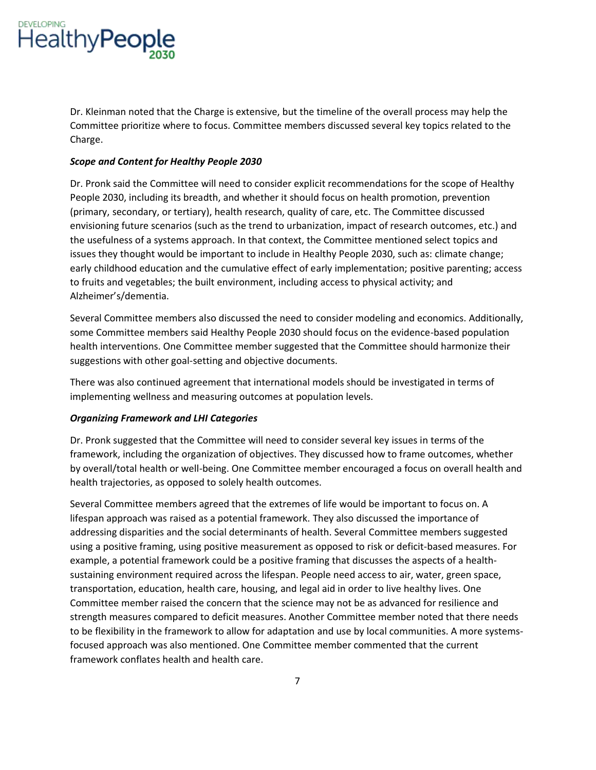Dr. Kleinman noted that the Charge is extensive, but the timeline of the overall process may help the Committee prioritize where to focus. Committee members discussed several key topics related to the Charge.

***Scope and Content for Healthy People 2030***

Dr. Pronk said the Committee will need to consider explicit recommendations for the scope of Healthy People 2030, including its breadth, and whether it should focus on health promotion, prevention (primary, secondary, or tertiary), health research, quality of care, etc. The Committee discussed envisioning future scenarios (such as the trend to urbanization, impact of research outcomes, etc.) and the usefulness of a systems approach. In that context, the Committee mentioned select topics and issues they thought would be important to include in Healthy People 2030, such as: climate change; early childhood education and the cumulative effect of early implementation; positive parenting; access to fruits and vegetables; the built environment, including access to physical activity; and Alzheimer's/dementia.

Several Committee members also discussed the need to consider modeling and economics. Additionally, some Committee members said Healthy People 2030 should focus on the evidence-based population health interventions. One Committee member suggested that the Committee should harmonize their suggestions with other goal-setting and objective documents.

There was also continued agreement that international models should be investigated in terms of implementing wellness and measuring outcomes at population levels.

***Organizing Framework and LHI Categories***

Dr. Pronk suggested that the Committee will need to consider several key issues in terms of the framework, including the organization of objectives. They discussed how to frame outcomes, whether by overall/total health or well-being. One Committee member encouraged a focus on overall health and health trajectories, as opposed to solely health outcomes.

Several Committee members agreed that the extremes of life would be important to focus on. A lifespan approach was raised as a potential framework. They also discussed the importance of addressing disparities and the social determinants of health. Several Committee members suggested using a positive framing, using positive measurement as opposed to risk or deficit-based measures. For example, a potential framework could be a positive framing that discusses the aspects of a health-sustaining environment required across the lifespan. People need access to air, water, green space, transportation, education, health care, housing, and legal aid in order to live healthy lives. One Committee member raised the concern that the science may not be as advanced for resilience and strength measures compared to deficit measures. Another Committee member noted that there needs to be flexibility in the framework to allow for adaptation and use by local communities. A more systems-focused approach was also mentioned. One Committee member commented that the current framework conflates health and health care.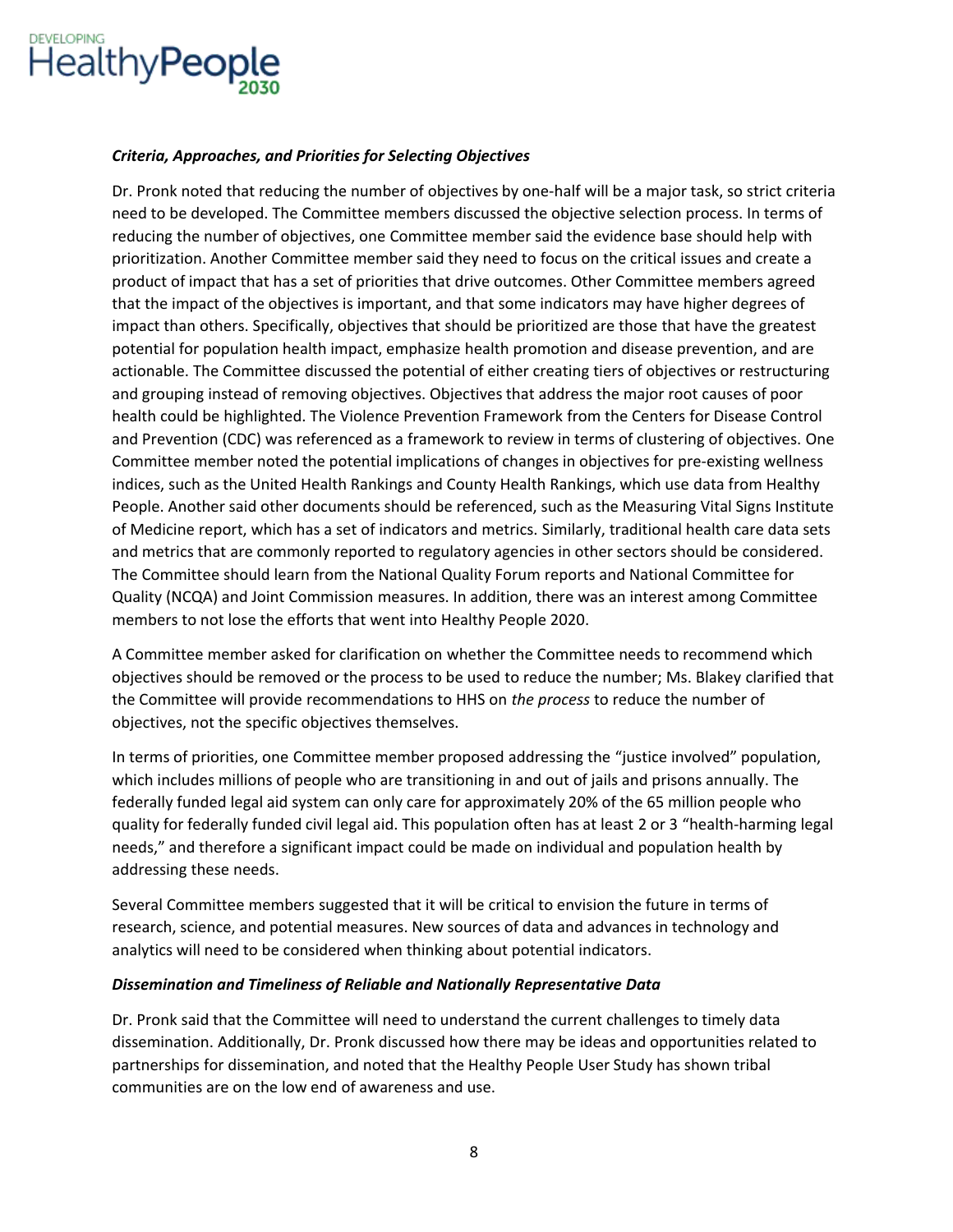### *Criteria, Approaches, and Priorities for Selecting Objectives*

Dr. Pronk noted that reducing the number of objectives by one-half will be a major task, so strict criteria need to be developed. The Committee members discussed the objective selection process. In terms of reducing the number of objectives, one Committee member said the evidence base should help with prioritization. Another Committee member said they need to focus on the critical issues and create a product of impact that has a set of priorities that drive outcomes. Other Committee members agreed that the impact of the objectives is important, and that some indicators may have higher degrees of impact than others. Specifically, objectives that should be prioritized are those that have the greatest potential for population health impact, emphasize health promotion and disease prevention, and are actionable. The Committee discussed the potential of either creating tiers of objectives or restructuring and grouping instead of removing objectives. Objectives that address the major root causes of poor health could be highlighted. The Violence Prevention Framework from the Centers for Disease Control and Prevention (CDC) was referenced as a framework to review in terms of clustering of objectives. One Committee member noted the potential implications of changes in objectives for pre-existing wellness indices, such as the United Health Rankings and County Health Rankings, which use data from Healthy People. Another said other documents should be referenced, such as the Measuring Vital Signs Institute of Medicine report, which has a set of indicators and metrics. Similarly, traditional health care data sets and metrics that are commonly reported to regulatory agencies in other sectors should be considered. The Committee should learn from the National Quality Forum reports and National Committee for Quality (NCQA) and Joint Commission measures. In addition, there was an interest among Committee members to not lose the efforts that went into Healthy People 2020.

A Committee member asked for clarification on whether the Committee needs to recommend which objectives should be removed or the process to be used to reduce the number; Ms. Blakey clarified that the Committee will provide recommendations to HHS on *the process* to reduce the number of objectives, not the specific objectives themselves.

In terms of priorities, one Committee member proposed addressing the "justice involved" population, which includes millions of people who are transitioning in and out of jails and prisons annually. The federally funded legal aid system can only care for approximately 20% of the 65 million people who quality for federally funded civil legal aid. This population often has at least 2 or 3 "health-harming legal needs," and therefore a significant impact could be made on individual and population health by addressing these needs.

Several Committee members suggested that it will be critical to envision the future in terms of research, science, and potential measures. New sources of data and advances in technology and analytics will need to be considered when thinking about potential indicators.

### *Dissemination and Timeliness of Reliable and Nationally Representative Data*

Dr. Pronk said that the Committee will need to understand the current challenges to timely data dissemination. Additionally, Dr. Pronk discussed how there may be ideas and opportunities related to partnerships for dissemination, and noted that the Healthy People User Study has shown tribal communities are on the low end of awareness and use.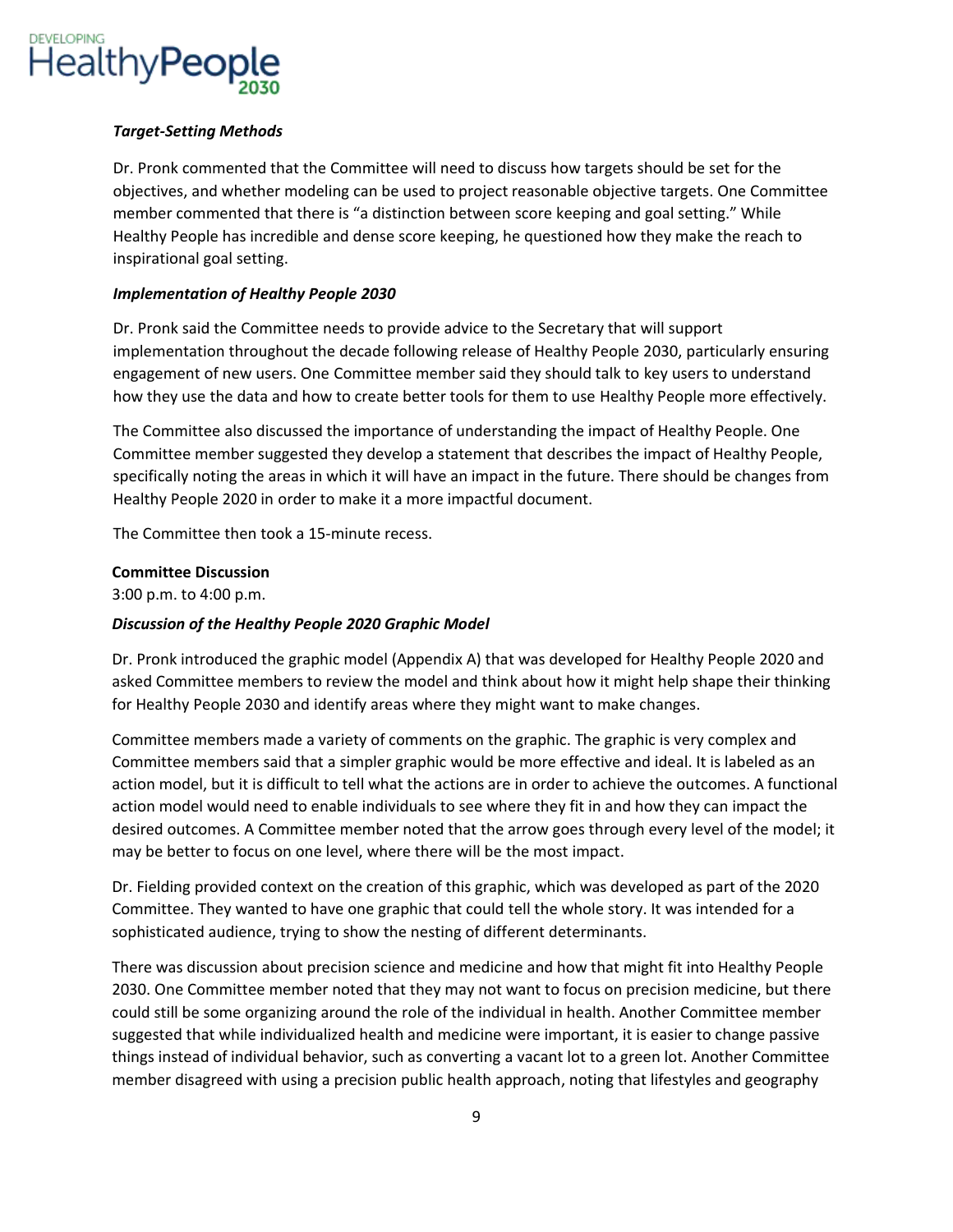### *Target-Setting Methods*

Dr. Pronk commented that the Committee will need to discuss how targets should be set for the objectives, and whether modeling can be used to project reasonable objective targets. One Committee member commented that there is "a distinction between score keeping and goal setting." While Healthy People has incredible and dense score keeping, he questioned how they make the reach to inspirational goal setting.

### *Implementation of Healthy People 2030*

Dr. Pronk said the Committee needs to provide advice to the Secretary that will support implementation throughout the decade following release of Healthy People 2030, particularly ensuring engagement of new users. One Committee member said they should talk to key users to understand how they use the data and how to create better tools for them to use Healthy People more effectively.

The Committee also discussed the importance of understanding the impact of Healthy People. One Committee member suggested they develop a statement that describes the impact of Healthy People, specifically noting the areas in which it will have an impact in the future. There should be changes from Healthy People 2020 in order to make it a more impactful document.

The Committee then took a 15-minute recess.

## **Committee Discussion**

3:00 p.m. to 4:00 p.m.

### *Discussion of the Healthy People 2020 Graphic Model*

Dr. Pronk introduced the graphic model (Appendix A) that was developed for Healthy People 2020 and asked Committee members to review the model and think about how it might help shape their thinking for Healthy People 2030 and identify areas where they might want to make changes.

Committee members made a variety of comments on the graphic. The graphic is very complex and Committee members said that a simpler graphic would be more effective and ideal. It is labeled as an action model, but it is difficult to tell what the actions are in order to achieve the outcomes. A functional action model would need to enable individuals to see where they fit in and how they can impact the desired outcomes. A Committee member noted that the arrow goes through every level of the model; it may be better to focus on one level, where there will be the most impact.

Dr. Fielding provided context on the creation of this graphic, which was developed as part of the 2020 Committee. They wanted to have one graphic that could tell the whole story. It was intended for a sophisticated audience, trying to show the nesting of different determinants.

There was discussion about precision science and medicine and how that might fit into Healthy People 2030. One Committee member noted that they may not want to focus on precision medicine, but there could still be some organizing around the role of the individual in health. Another Committee member suggested that while individualized health and medicine were important, it is easier to change passive things instead of individual behavior, such as converting a vacant lot to a green lot. Another Committee member disagreed with using a precision public health approach, noting that lifestyles and geography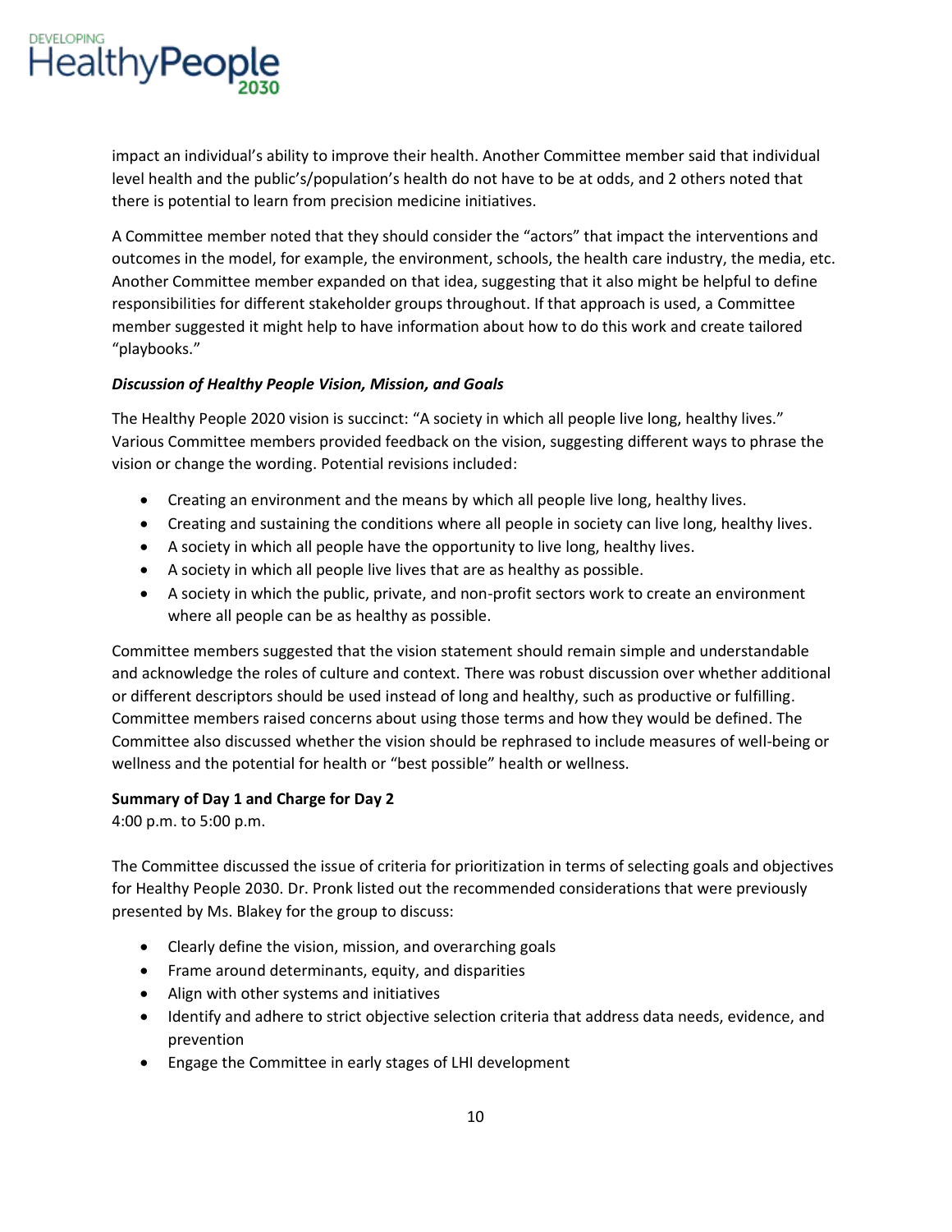impact an individual's ability to improve their health. Another Committee member said that individual level health and the public's/population's health do not have to be at odds, and 2 others noted that there is potential to learn from precision medicine initiatives.

A Committee member noted that they should consider the "actors" that impact the interventions and outcomes in the model, for example, the environment, schools, the health care industry, the media, etc. Another Committee member expanded on that idea, suggesting that it also might be helpful to define responsibilities for different stakeholder groups throughout. If that approach is used, a Committee member suggested it might help to have information about how to do this work and create tailored "playbooks."

***Discussion of Healthy People Vision, Mission, and Goals***

The Healthy People 2020 vision is succinct: "A society in which all people live long, healthy lives." Various Committee members provided feedback on the vision, suggesting different ways to phrase the vision or change the wording. Potential revisions included:

- Creating an environment and the means by which all people live long, healthy lives.
- Creating and sustaining the conditions where all people in society can live long, healthy lives.
- A society in which all people have the opportunity to live long, healthy lives.
- A society in which all people live lives that are as healthy as possible.
- A society in which the public, private, and non-profit sectors work to create an environment where all people can be as healthy as possible.

Committee members suggested that the vision statement should remain simple and understandable and acknowledge the roles of culture and context. There was robust discussion over whether additional or different descriptors should be used instead of long and healthy, such as productive or fulfilling. Committee members raised concerns about using those terms and how they would be defined. The Committee also discussed whether the vision should be rephrased to include measures of well-being or wellness and the potential for health or "best possible" health or wellness.

**Summary of Day 1 and Charge for Day 2**
4:00 p.m. to 5:00 p.m.

The Committee discussed the issue of criteria for prioritization in terms of selecting goals and objectives for Healthy People 2030. Dr. Pronk listed out the recommended considerations that were previously presented by Ms. Blakey for the group to discuss:

- Clearly define the vision, mission, and overarching goals
- Frame around determinants, equity, and disparities
- Align with other systems and initiatives
- Identify and adhere to strict objective selection criteria that address data needs, evidence, and prevention
- Engage the Committee in early stages of LHI development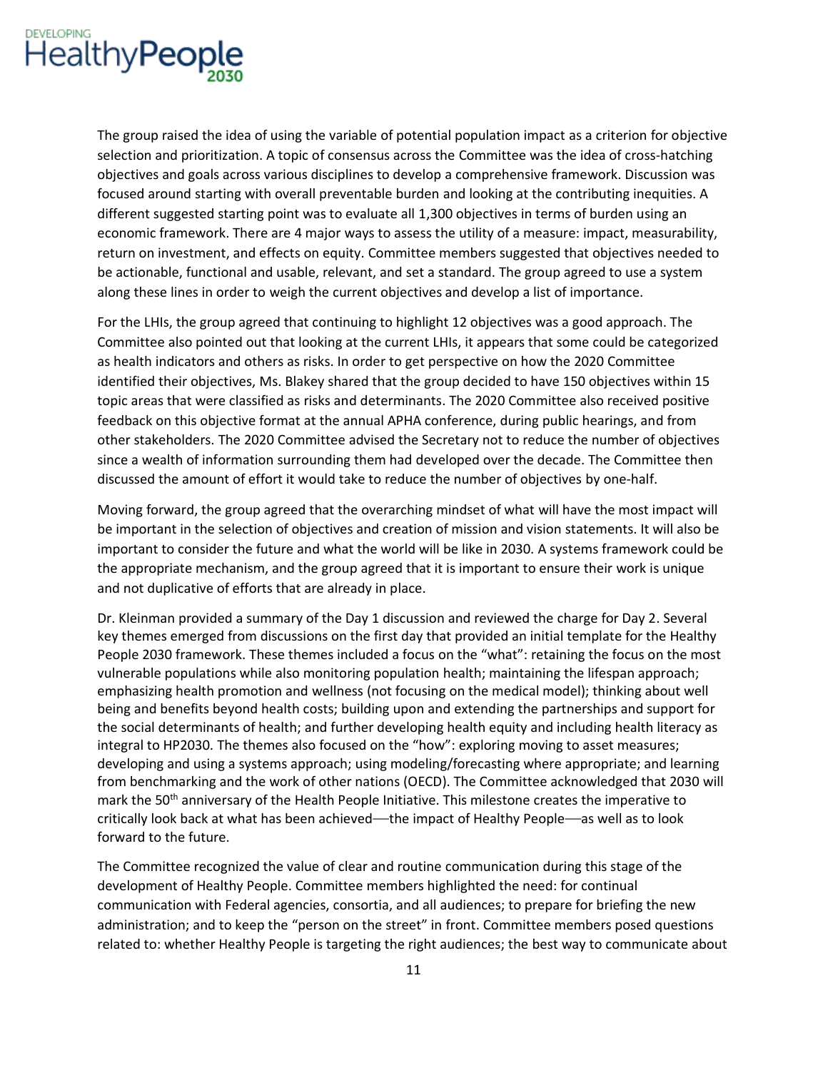The group raised the idea of using the variable of potential population impact as a criterion for objective selection and prioritization. A topic of consensus across the Committee was the idea of cross-hatching objectives and goals across various disciplines to develop a comprehensive framework. Discussion was focused around starting with overall preventable burden and looking at the contributing inequities. A different suggested starting point was to evaluate all 1,300 objectives in terms of burden using an economic framework. There are 4 major ways to assess the utility of a measure: impact, measurability, return on investment, and effects on equity. Committee members suggested that objectives needed to be actionable, functional and usable, relevant, and set a standard. The group agreed to use a system along these lines in order to weigh the current objectives and develop a list of importance.

For the LHIs, the group agreed that continuing to highlight 12 objectives was a good approach. The Committee also pointed out that looking at the current LHIs, it appears that some could be categorized as health indicators and others as risks. In order to get perspective on how the 2020 Committee identified their objectives, Ms. Blakey shared that the group decided to have 150 objectives within 15 topic areas that were classified as risks and determinants. The 2020 Committee also received positive feedback on this objective format at the annual APHA conference, during public hearings, and from other stakeholders. The 2020 Committee advised the Secretary not to reduce the number of objectives since a wealth of information surrounding them had developed over the decade. The Committee then discussed the amount of effort it would take to reduce the number of objectives by one-half.

Moving forward, the group agreed that the overarching mindset of what will have the most impact will be important in the selection of objectives and creation of mission and vision statements. It will also be important to consider the future and what the world will be like in 2030. A systems framework could be the appropriate mechanism, and the group agreed that it is important to ensure their work is unique and not duplicative of efforts that are already in place.

Dr. Kleinman provided a summary of the Day 1 discussion and reviewed the charge for Day 2. Several key themes emerged from discussions on the first day that provided an initial template for the Healthy People 2030 framework. These themes included a focus on the "what": retaining the focus on the most vulnerable populations while also monitoring population health; maintaining the lifespan approach; emphasizing health promotion and wellness (not focusing on the medical model); thinking about well being and benefits beyond health costs; building upon and extending the partnerships and support for the social determinants of health; and further developing health equity and including health literacy as integral to HP2030. The themes also focused on the "how": exploring moving to asset measures; developing and using a systems approach; using modeling/forecasting where appropriate; and learning from benchmarking and the work of other nations (OECD). The Committee acknowledged that 2030 will mark the 50th anniversary of the Health People Initiative. This milestone creates the imperative to critically look back at what has been achieved—the impact of Healthy People—as well as to look forward to the future.

The Committee recognized the value of clear and routine communication during this stage of the development of Healthy People. Committee members highlighted the need: for continual communication with Federal agencies, consortia, and all audiences; to prepare for briefing the new administration; and to keep the "person on the street" in front. Committee members posed questions related to: whether Healthy People is targeting the right audiences; the best way to communicate about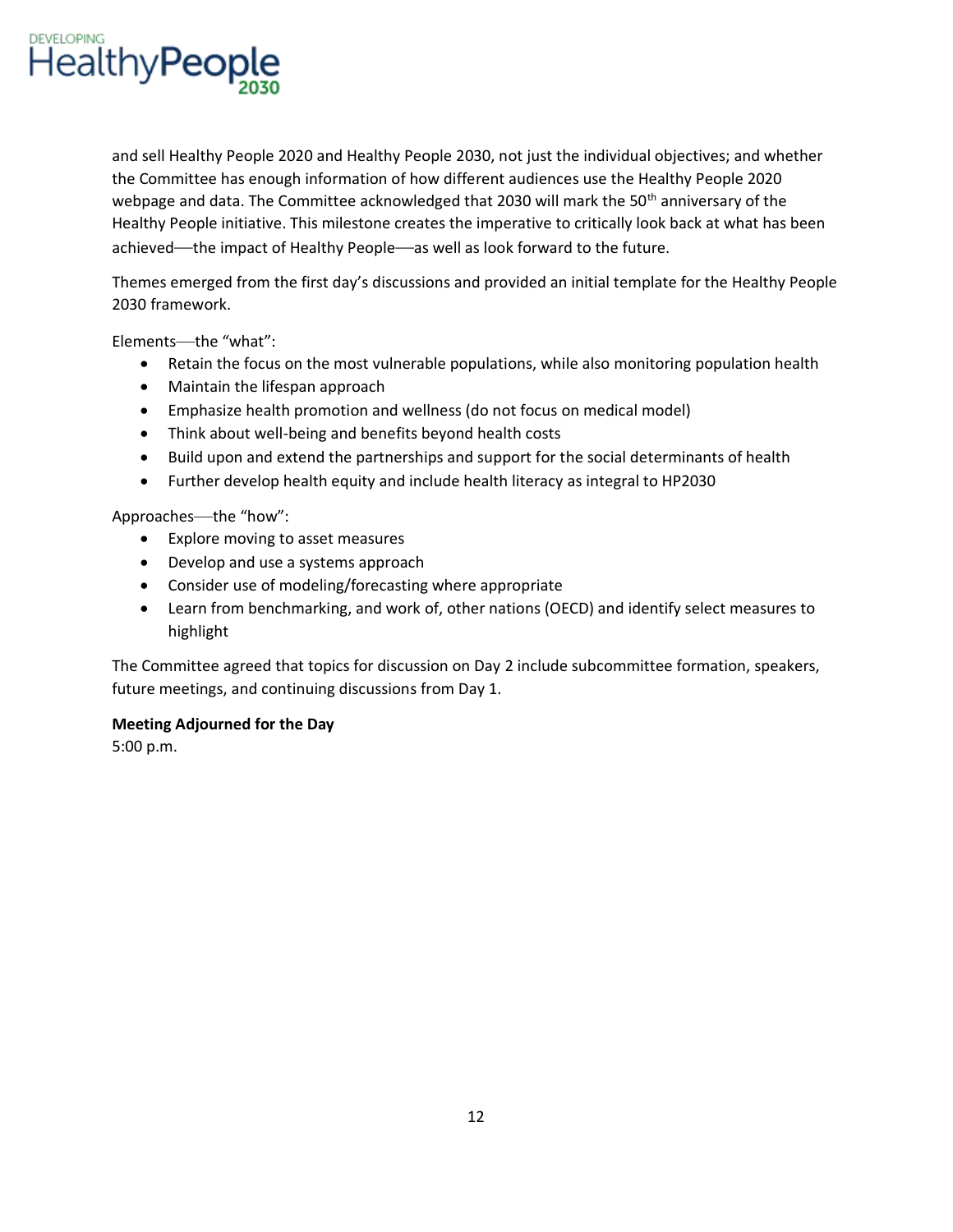and sell Healthy People 2020 and Healthy People 2030, not just the individual objectives; and whether the Committee has enough information of how different audiences use the Healthy People 2020 webpage and data. The Committee acknowledged that 2030 will mark the 50th anniversary of the Healthy People initiative. This milestone creates the imperative to critically look back at what has been achieved—the impact of Healthy People—as well as look forward to the future.

Themes emerged from the first day's discussions and provided an initial template for the Healthy People 2030 framework.

Elements—the "what":

- Retain the focus on the most vulnerable populations, while also monitoring population health
- Maintain the lifespan approach
- Emphasize health promotion and wellness (do not focus on medical model)
- Think about well-being and benefits beyond health costs
- Build upon and extend the partnerships and support for the social determinants of health
- Further develop health equity and include health literacy as integral to HP2030

Approaches—the "how":

- Explore moving to asset measures
- Develop and use a systems approach
- Consider use of modeling/forecasting where appropriate
- Learn from benchmarking, and work of, other nations (OECD) and identify select measures to highlight

The Committee agreed that topics for discussion on Day 2 include subcommittee formation, speakers, future meetings, and continuing discussions from Day 1.

**Meeting Adjourned for the Day**
5:00 p.m.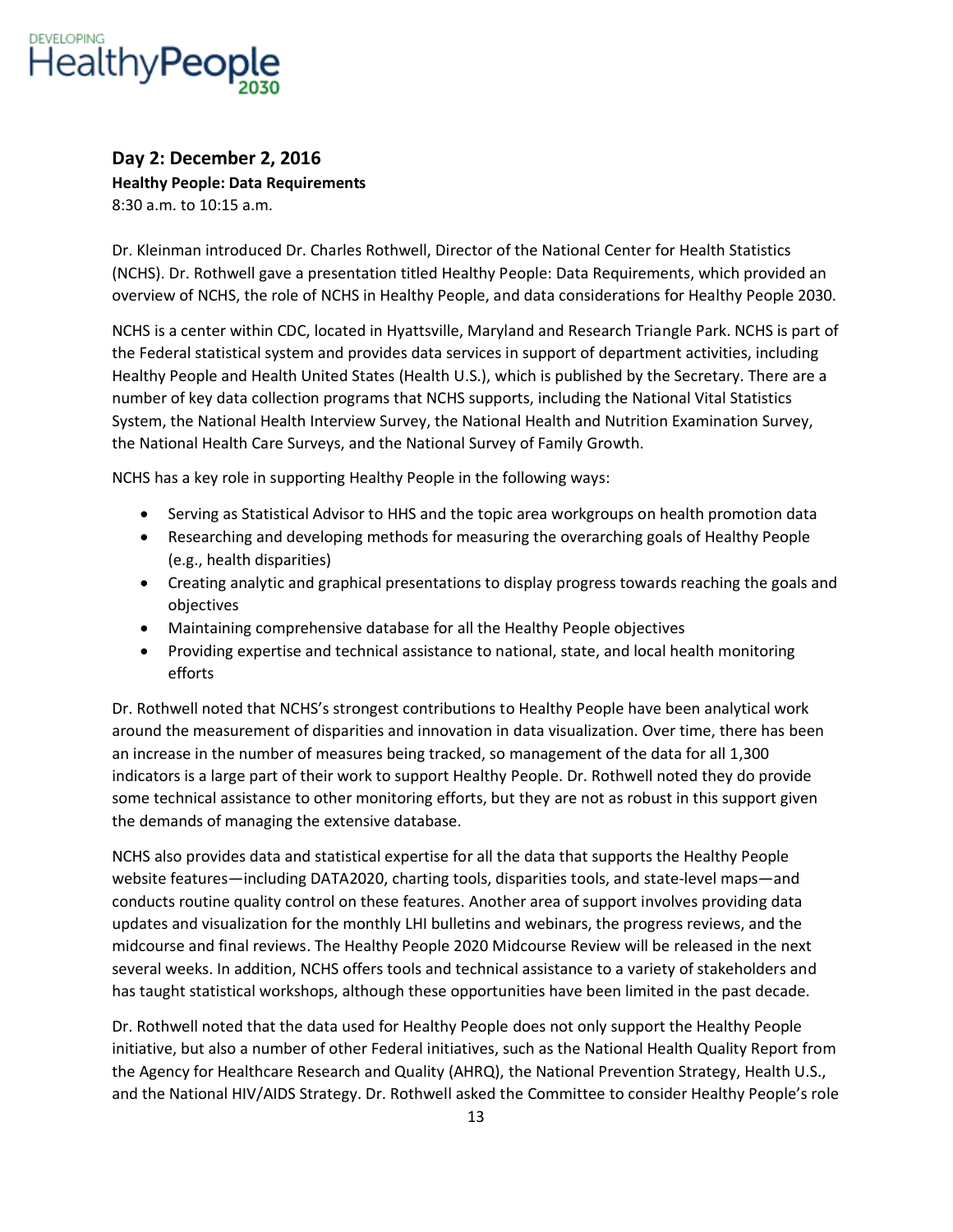### Day 2: December 2, 2016

**Healthy People: Data Requirements**

8:30 a.m. to 10:15 a.m.

Dr. Kleinman introduced Dr. Charles Rothwell, Director of the National Center for Health Statistics (NCHS). Dr. Rothwell gave a presentation titled Healthy People: Data Requirements, which provided an overview of NCHS, the role of NCHS in Healthy People, and data considerations for Healthy People 2030.

NCHS is a center within CDC, located in Hyattsville, Maryland and Research Triangle Park. NCHS is part of the Federal statistical system and provides data services in support of department activities, including Healthy People and Health United States (Health U.S.), which is published by the Secretary. There are a number of key data collection programs that NCHS supports, including the National Vital Statistics System, the National Health Interview Survey, the National Health and Nutrition Examination Survey, the National Health Care Surveys, and the National Survey of Family Growth.

NCHS has a key role in supporting Healthy People in the following ways:

- Serving as Statistical Advisor to HHS and the topic area workgroups on health promotion data
- Researching and developing methods for measuring the overarching goals of Healthy People (e.g., health disparities)
- Creating analytic and graphical presentations to display progress towards reaching the goals and objectives
- Maintaining comprehensive database for all the Healthy People objectives
- Providing expertise and technical assistance to national, state, and local health monitoring efforts

Dr. Rothwell noted that NCHS's strongest contributions to Healthy People have been analytical work around the measurement of disparities and innovation in data visualization. Over time, there has been an increase in the number of measures being tracked, so management of the data for all 1,300 indicators is a large part of their work to support Healthy People. Dr. Rothwell noted they do provide some technical assistance to other monitoring efforts, but they are not as robust in this support given the demands of managing the extensive database.

NCHS also provides data and statistical expertise for all the data that supports the Healthy People website features—including DATA2020, charting tools, disparities tools, and state-level maps—and conducts routine quality control on these features. Another area of support involves providing data updates and visualization for the monthly LHI bulletins and webinars, the progress reviews, and the midcourse and final reviews. The Healthy People 2020 Midcourse Review will be released in the next several weeks. In addition, NCHS offers tools and technical assistance to a variety of stakeholders and has taught statistical workshops, although these opportunities have been limited in the past decade.

Dr. Rothwell noted that the data used for Healthy People does not only support the Healthy People initiative, but also a number of other Federal initiatives, such as the National Health Quality Report from the Agency for Healthcare Research and Quality (AHRQ), the National Prevention Strategy, Health U.S., and the National HIV/AIDS Strategy. Dr. Rothwell asked the Committee to consider Healthy People's role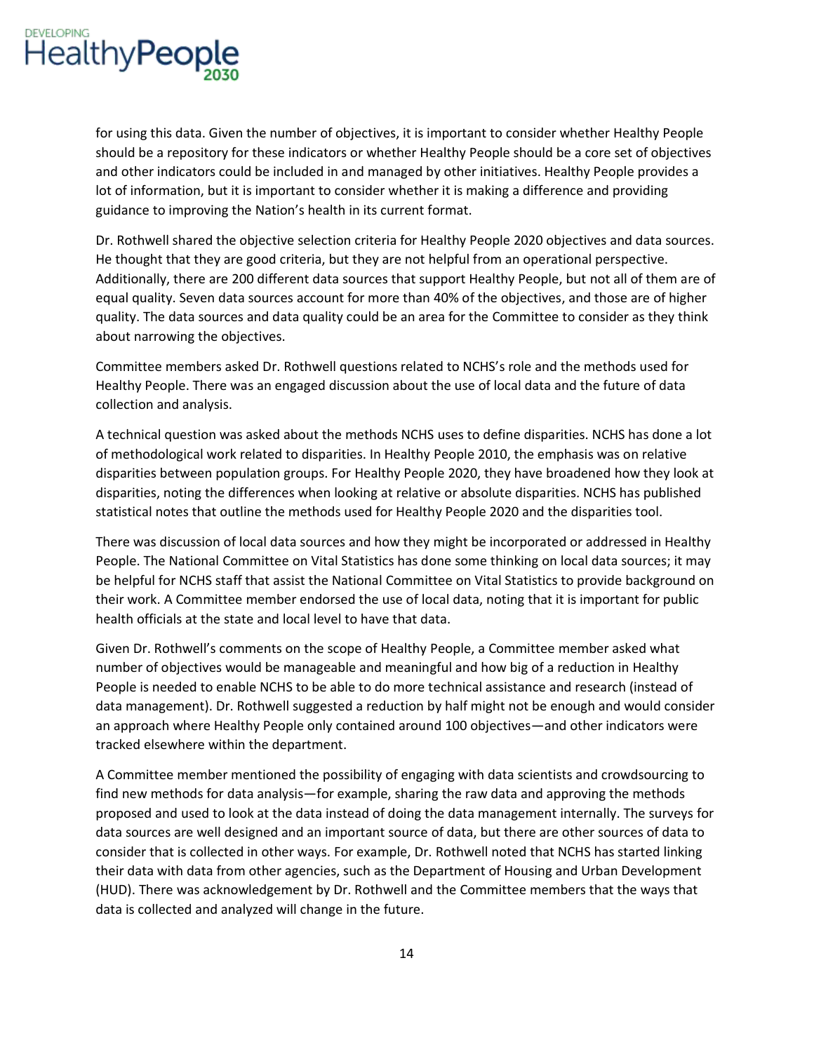for using this data. Given the number of objectives, it is important to consider whether Healthy People should be a repository for these indicators or whether Healthy People should be a core set of objectives and other indicators could be included in and managed by other initiatives. Healthy People provides a lot of information, but it is important to consider whether it is making a difference and providing guidance to improving the Nation's health in its current format.

Dr. Rothwell shared the objective selection criteria for Healthy People 2020 objectives and data sources. He thought that they are good criteria, but they are not helpful from an operational perspective. Additionally, there are 200 different data sources that support Healthy People, but not all of them are of equal quality. Seven data sources account for more than 40% of the objectives, and those are of higher quality. The data sources and data quality could be an area for the Committee to consider as they think about narrowing the objectives.

Committee members asked Dr. Rothwell questions related to NCHS's role and the methods used for Healthy People. There was an engaged discussion about the use of local data and the future of data collection and analysis.

A technical question was asked about the methods NCHS uses to define disparities. NCHS has done a lot of methodological work related to disparities. In Healthy People 2010, the emphasis was on relative disparities between population groups. For Healthy People 2020, they have broadened how they look at disparities, noting the differences when looking at relative or absolute disparities. NCHS has published statistical notes that outline the methods used for Healthy People 2020 and the disparities tool.

There was discussion of local data sources and how they might be incorporated or addressed in Healthy People. The National Committee on Vital Statistics has done some thinking on local data sources; it may be helpful for NCHS staff that assist the National Committee on Vital Statistics to provide background on their work. A Committee member endorsed the use of local data, noting that it is important for public health officials at the state and local level to have that data.

Given Dr. Rothwell's comments on the scope of Healthy People, a Committee member asked what number of objectives would be manageable and meaningful and how big of a reduction in Healthy People is needed to enable NCHS to be able to do more technical assistance and research (instead of data management). Dr. Rothwell suggested a reduction by half might not be enough and would consider an approach where Healthy People only contained around 100 objectives—and other indicators were tracked elsewhere within the department.

A Committee member mentioned the possibility of engaging with data scientists and crowdsourcing to find new methods for data analysis—for example, sharing the raw data and approving the methods proposed and used to look at the data instead of doing the data management internally. The surveys for data sources are well designed and an important source of data, but there are other sources of data to consider that is collected in other ways. For example, Dr. Rothwell noted that NCHS has started linking their data with data from other agencies, such as the Department of Housing and Urban Development (HUD). There was acknowledgement by Dr. Rothwell and the Committee members that the ways that data is collected and analyzed will change in the future.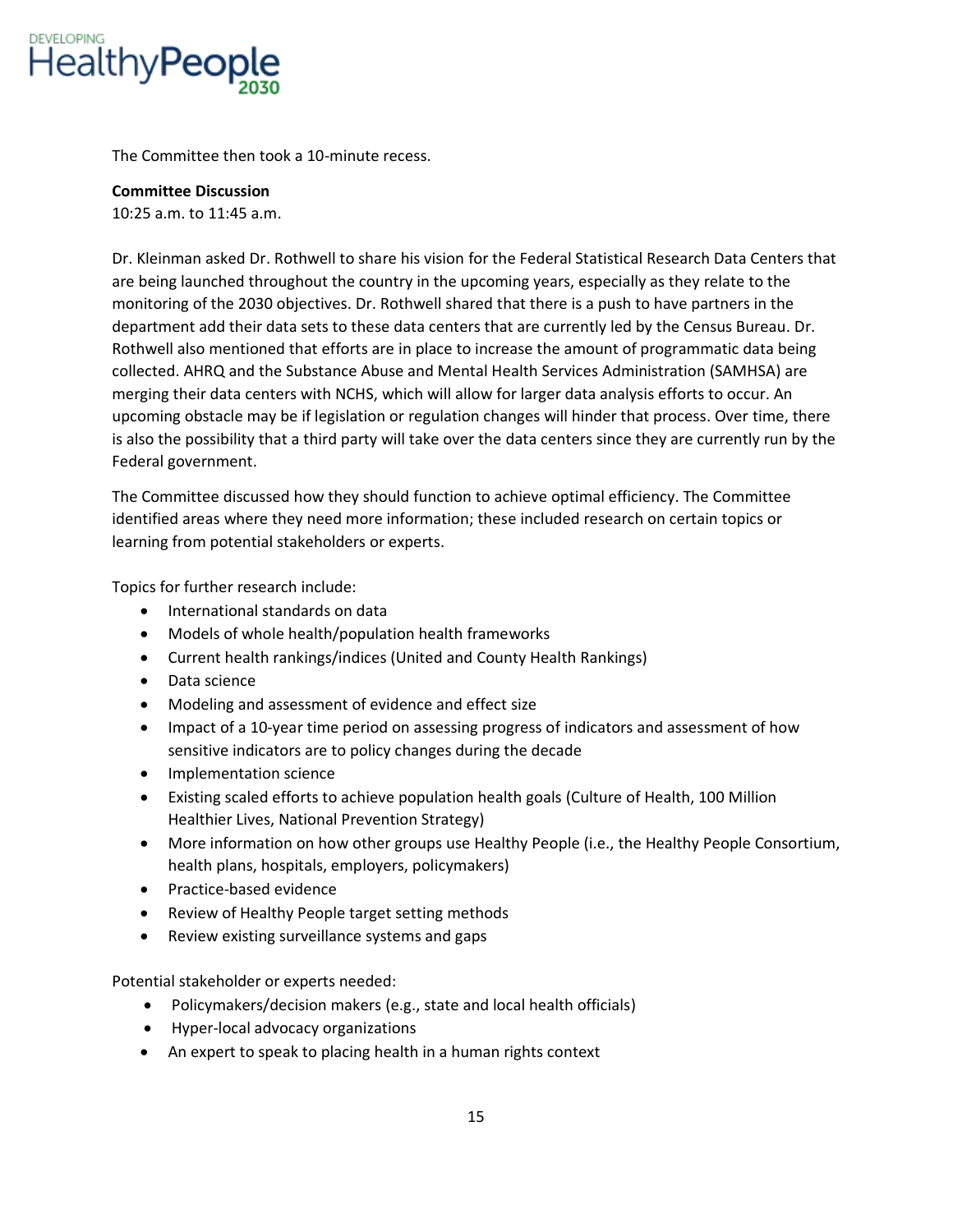The Committee then took a 10-minute recess.

**Committee Discussion**
10:25 a.m. to 11:45 a.m.

Dr. Kleinman asked Dr. Rothwell to share his vision for the Federal Statistical Research Data Centers that are being launched throughout the country in the upcoming years, especially as they relate to the monitoring of the 2030 objectives. Dr. Rothwell shared that there is a push to have partners in the department add their data sets to these data centers that are currently led by the Census Bureau. Dr. Rothwell also mentioned that efforts are in place to increase the amount of programmatic data being collected. AHRQ and the Substance Abuse and Mental Health Services Administration (SAMHSA) are merging their data centers with NCHS, which will allow for larger data analysis efforts to occur. An upcoming obstacle may be if legislation or regulation changes will hinder that process. Over time, there is also the possibility that a third party will take over the data centers since they are currently run by the Federal government.

The Committee discussed how they should function to achieve optimal efficiency. The Committee identified areas where they need more information; these included research on certain topics or learning from potential stakeholders or experts.

Topics for further research include:

- International standards on data
- Models of whole health/population health frameworks
- Current health rankings/indices (United and County Health Rankings)
- Data science
- Modeling and assessment of evidence and effect size
- Impact of a 10-year time period on assessing progress of indicators and assessment of how sensitive indicators are to policy changes during the decade
- Implementation science
- Existing scaled efforts to achieve population health goals (Culture of Health, 100 Million Healthier Lives, National Prevention Strategy)
- More information on how other groups use Healthy People (i.e., the Healthy People Consortium, health plans, hospitals, employers, policymakers)
- Practice-based evidence
- Review of Healthy People target setting methods
- Review existing surveillance systems and gaps

Potential stakeholder or experts needed:

- Policymakers/decision makers (e.g., state and local health officials)
- Hyper-local advocacy organizations
- An expert to speak to placing health in a human rights context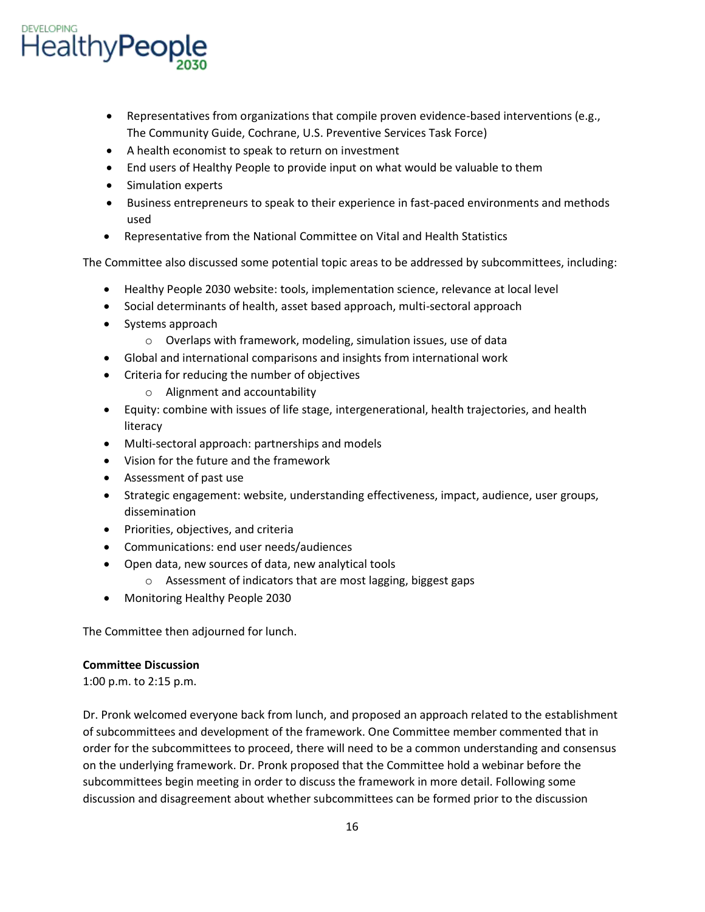- Representatives from organizations that compile proven evidence-based interventions (e.g., The Community Guide, Cochrane, U.S. Preventive Services Task Force)
- A health economist to speak to return on investment
- End users of Healthy People to provide input on what would be valuable to them
- Simulation experts
- Business entrepreneurs to speak to their experience in fast-paced environments and methods used
- Representative from the National Committee on Vital and Health Statistics

The Committee also discussed some potential topic areas to be addressed by subcommittees, including:

- Healthy People 2030 website: tools, implementation science, relevance at local level
- Social determinants of health, asset based approach, multi-sectoral approach
- Systems approach
  - Overlaps with framework, modeling, simulation issues, use of data
- Global and international comparisons and insights from international work
- Criteria for reducing the number of objectives
  - Alignment and accountability
- Equity: combine with issues of life stage, intergenerational, health trajectories, and health literacy
- Multi-sectoral approach: partnerships and models
- Vision for the future and the framework
- Assessment of past use
- Strategic engagement: website, understanding effectiveness, impact, audience, user groups, dissemination
- Priorities, objectives, and criteria
- Communications: end user needs/audiences
- Open data, new sources of data, new analytical tools
  - Assessment of indicators that are most lagging, biggest gaps
- Monitoring Healthy People 2030

The Committee then adjourned for lunch.

**Committee Discussion**
1:00 p.m. to 2:15 p.m.

Dr. Pronk welcomed everyone back from lunch, and proposed an approach related to the establishment of subcommittees and development of the framework. One Committee member commented that in order for the subcommittees to proceed, there will need to be a common understanding and consensus on the underlying framework. Dr. Pronk proposed that the Committee hold a webinar before the subcommittees begin meeting in order to discuss the framework in more detail. Following some discussion and disagreement about whether subcommittees can be formed prior to the discussion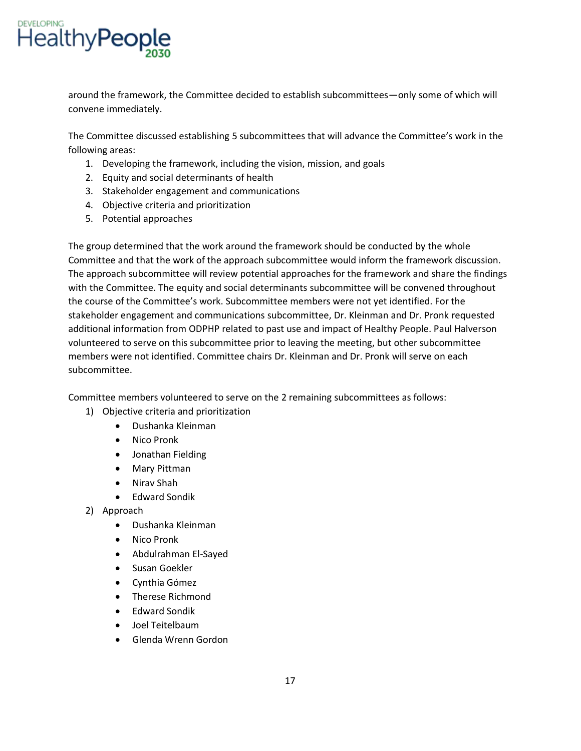around the framework, the Committee decided to establish subcommittees—only some of which will convene immediately.

The Committee discussed establishing 5 subcommittees that will advance the Committee's work in the following areas:

1. Developing the framework, including the vision, mission, and goals
2. Equity and social determinants of health
3. Stakeholder engagement and communications
4. Objective criteria and prioritization
5. Potential approaches

The group determined that the work around the framework should be conducted by the whole Committee and that the work of the approach subcommittee would inform the framework discussion. The approach subcommittee will review potential approaches for the framework and share the findings with the Committee. The equity and social determinants subcommittee will be convened throughout the course of the Committee's work. Subcommittee members were not yet identified. For the stakeholder engagement and communications subcommittee, Dr. Kleinman and Dr. Pronk requested additional information from ODPHP related to past use and impact of Healthy People. Paul Halverson volunteered to serve on this subcommittee prior to leaving the meeting, but other subcommittee members were not identified. Committee chairs Dr. Kleinman and Dr. Pronk will serve on each subcommittee.

Committee members volunteered to serve on the 2 remaining subcommittees as follows:

1) Objective criteria and prioritization
   - Dushanka Kleinman
   - Nico Pronk
   - Jonathan Fielding
   - Mary Pittman
   - Nirav Shah
   - Edward Sondik
2) Approach
   - Dushanka Kleinman
   - Nico Pronk
   - Abdulrahman El-Sayed
   - Susan Goekler
   - Cynthia Gómez
   - Therese Richmond
   - Edward Sondik
   - Joel Teitelbaum
   - Glenda Wrenn Gordon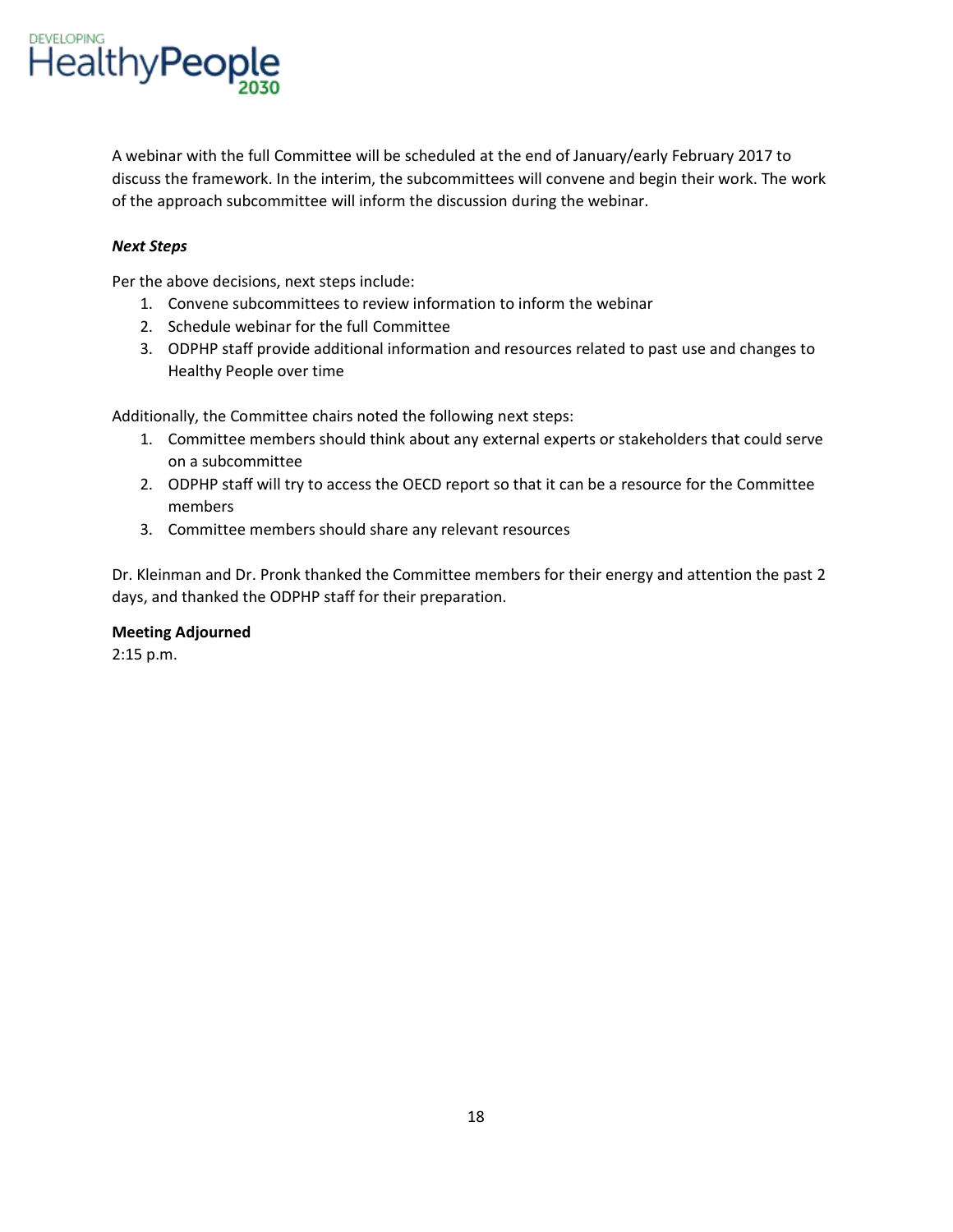A webinar with the full Committee will be scheduled at the end of January/early February 2017 to discuss the framework. In the interim, the subcommittees will convene and begin their work. The work of the approach subcommittee will inform the discussion during the webinar.

***Next Steps***

Per the above decisions, next steps include:

1. Convene subcommittees to review information to inform the webinar
2. Schedule webinar for the full Committee
3. ODPHP staff provide additional information and resources related to past use and changes to Healthy People over time

Additionally, the Committee chairs noted the following next steps:

1. Committee members should think about any external experts or stakeholders that could serve on a subcommittee
2. ODPHP staff will try to access the OECD report so that it can be a resource for the Committee members
3. Committee members should share any relevant resources

Dr. Kleinman and Dr. Pronk thanked the Committee members for their energy and attention the past 2 days, and thanked the ODPHP staff for their preparation.

**Meeting Adjourned**

2:15 p.m.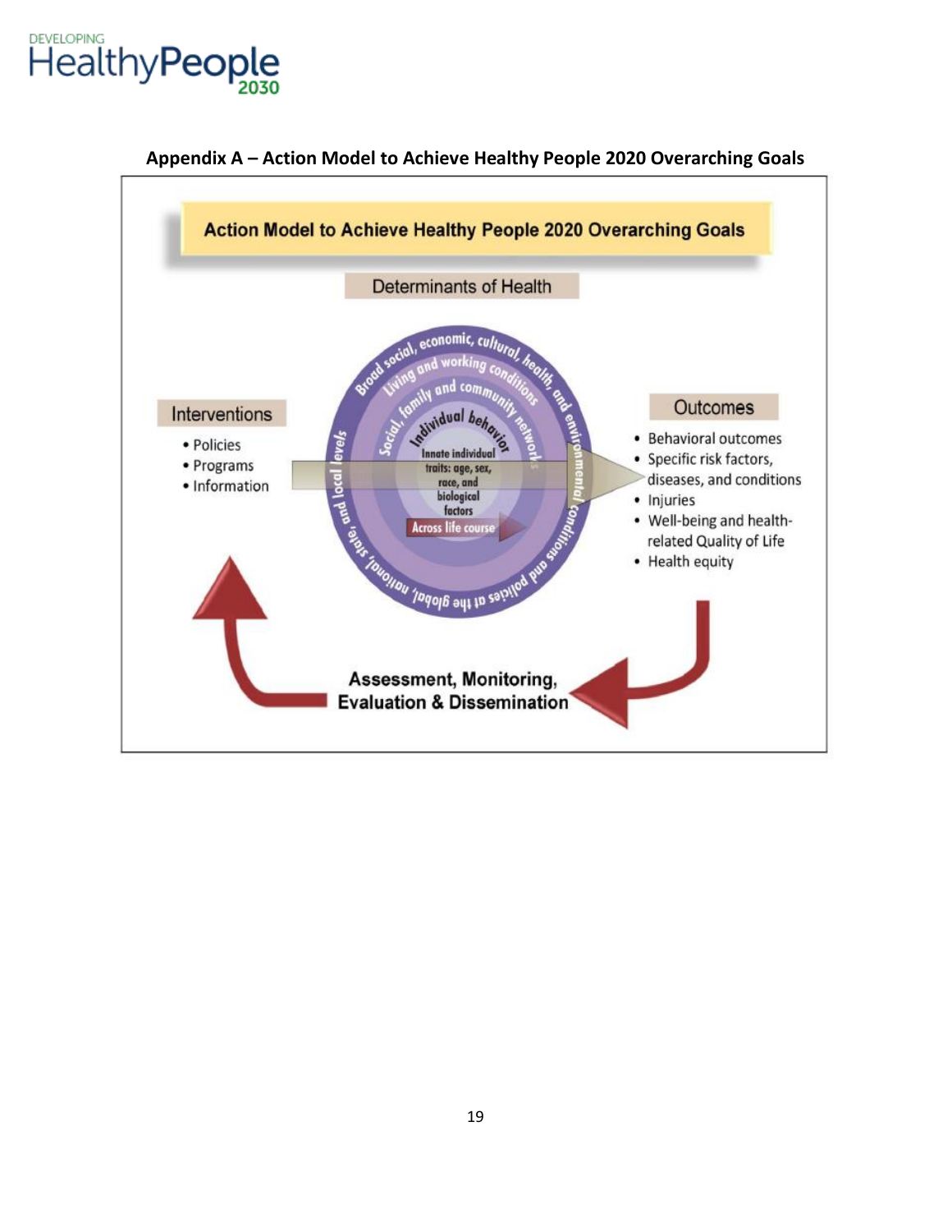## Appendix A – Action Model to Achieve Healthy People 2020 Overarching Goals

Action Model to Achieve Healthy People 2020 Overarching Goals

Determinants of Health

Interventions
- Policies
- Programs
- Information

Broad social, economic, cultural, health, and environmental conditions and policies at the global, national, state, and local levels

Living and working conditions

Social, family and community networks

Individual behavior

Innate individual traits: age, sex, race, and biological factors

Across life course

Outcomes
- Behavioral outcomes
- Specific risk factors, diseases, and conditions
- Injuries
- Well-being and health-related Quality of Life
- Health equity

Assessment, Monitoring, Evaluation & Dissemination